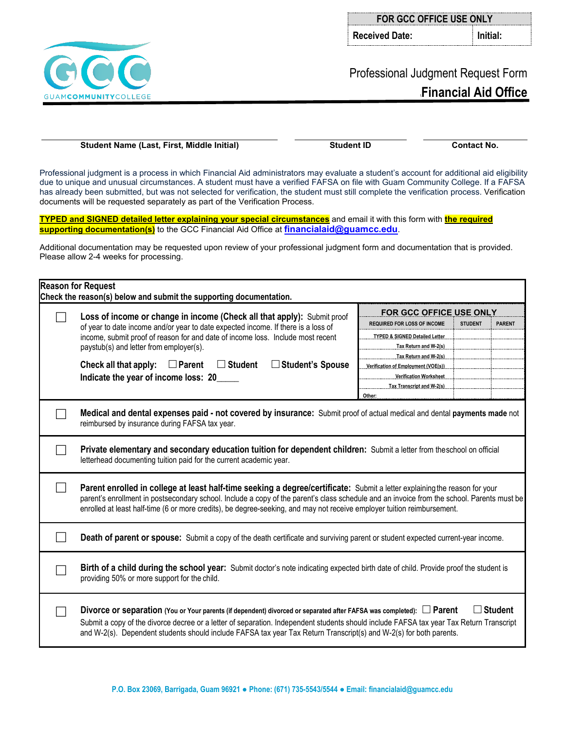| FOR GCC OFFICE USE ONLY | |
|---|---|
| Received Date: | Initial: |

GUAMCOMMUNITYCOLLEGE

# Professional Judgment Request Form

## Financial Aid Office

| Student Name (Last, First, Middle Initial) | Student ID | Contact No. |
|---|---|---|
| | | |

Professional judgment is a process in which Financial Aid administrators may evaluate a student's account for additional aid eligibility due to unique and unusual circumstances. A student must have a verified FAFSA on file with Guam Community College. If a FAFSA has already been submitted, but was not selected for verification, the student must still complete the verification process. Verification documents will be requested separately as part of the Verification Process.

**TYPED and SIGNED detailed letter explaining your special circumstances** and email it with this form with **the required supporting documentation(s)** to the GCC Financial Aid Office at **financialaid@guamcc.edu**.

Additional documentation may be requested upon review of your professional judgment form and documentation that is provided. Please allow 2-4 weeks for processing.

**Reason for Request**
**Check the reason(s) below and submit the supporting documentation.**

☐ **Loss of income or change in income (Check all that apply):** Submit proof of year to date income and/or year to date expected income. If there is a loss of income, submit proof of reason for and date of income loss. Include most recent paystub(s) and letter from employer(s).

**Check all that apply:** ☐ **Parent** ☐ **Student** ☐ **Student's Spouse**
**Indicate the year of income loss: 20\_\_\_\_\_**

| FOR GCC OFFICE USE ONLY | | |
|---|---|---|
| REQUIRED FOR LOSS OF INCOME | STUDENT | PARENT |
| TYPED & SIGNED Detailed Letter | | |
| Tax Return and W-2(s) | | |
| Tax Return and W-2(s) | | |
| Verification of Employment (VOE(s)) | | |
| Verification Worksheet | | |
| Tax Transcript and W-2(s) | | |
| Other: | | |

☐ **Medical and dental expenses paid - not covered by insurance:** Submit proof of actual medical and dental **payments made** not reimbursed by insurance during FAFSA tax year.

☐ **Private elementary and secondary education tuition for dependent children:** Submit a letter from theschool on official letterhead documenting tuition paid for the current academic year.

☐ **Parent enrolled in college at least half-time seeking a degree/certificate:** Submit a letter explaining the reason for your parent's enrollment in postsecondary school. Include a copy of the parent's class schedule and an invoice from the school. Parents must be enrolled at least half-time (6 or more credits), be degree-seeking, and may not receive employer tuition reimbursement.

☐ **Death of parent or spouse:** Submit a copy of the death certificate and surviving parent or student expected current-year income.

☐ **Birth of a child during the school year:** Submit doctor's note indicating expected birth date of child. Provide proof the student is providing 50% or more support for the child.

☐ **Divorce or separation (You or Your parents (if dependent) divorced or separated after FAFSA was completed):** ☐ **Parent** ☐ **Student**
Submit a copy of the divorce decree or a letter of separation. Independent students should include FAFSA tax year Tax Return Transcript and W-2(s). Dependent students should include FAFSA tax year Tax Return Transcript(s) and W-2(s) for both parents.

P.O. Box 23069, Barrigada, Guam 96921 ● Phone: (671) 735-5543/5544 ● Email: financialaid@guamcc.edu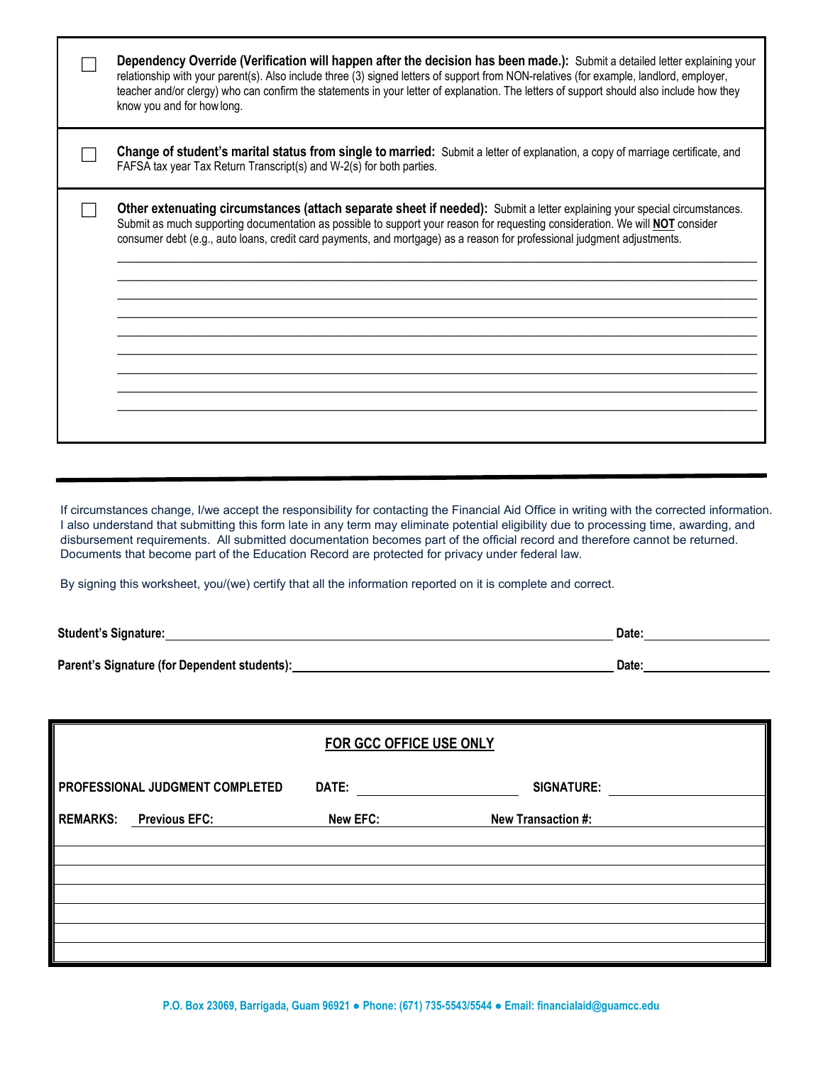- [ ] **Dependency Override (Verification will happen after the decision has been made.):** Submit a detailed letter explaining your relationship with your parent(s). Also include three (3) signed letters of support from NON-relatives (for example, landlord, employer, teacher and/or clergy) who can confirm the statements in your letter of explanation. The letters of support should also include how they know you and for how long.

- [ ] **Change of student's marital status from single to married:** Submit a letter of explanation, a copy of marriage certificate, and FAFSA tax year Tax Return Transcript(s) and W-2(s) for both parties.

- [ ] **Other extenuating circumstances (attach separate sheet if needed):** Submit a letter explaining your special circumstances. Submit as much supporting documentation as possible to support your reason for requesting consideration. We will **NOT** consider consumer debt (e.g., auto loans, credit card payments, and mortgage) as a reason for professional judgment adjustments.

_______________________________________________________________________________

_______________________________________________________________________________

_______________________________________________________________________________

_______________________________________________________________________________

_______________________________________________________________________________

_______________________________________________________________________________

_______________________________________________________________________________

_______________________________________________________________________________

_______________________________________________________________________________

---

If circumstances change, I/we accept the responsibility for contacting the Financial Aid Office in writing with the corrected information. I also understand that submitting this form late in any term may eliminate potential eligibility due to processing time, awarding, and disbursement requirements. All submitted documentation becomes part of the official record and therefore cannot be returned. Documents that become part of the Education Record are protected for privacy under federal law.

By signing this worksheet, you/(we) certify that all the information reported on it is complete and correct.

**Student's Signature:** ____________________________________________ **Date:** ________________

**Parent's Signature (for Dependent students):** ____________________________ **Date:** ________________

| **FOR GCC OFFICE USE ONLY** | | | |
|---|---|---|---|
| **PROFESSIONAL JUDGMENT COMPLETED** | **DATE:** | **SIGNATURE:** | |
| **REMARKS:** **Previous EFC:** | **New EFC:** | **New Transaction #:** | |
| | | | |
| | | | |
| | | | |
| | | | |
| | | | |
| | | | |

**P.O. Box 23069, Barrigada, Guam 96921 ● Phone: (671) 735-5543/5544 ● Email: financialaid@guamcc.edu**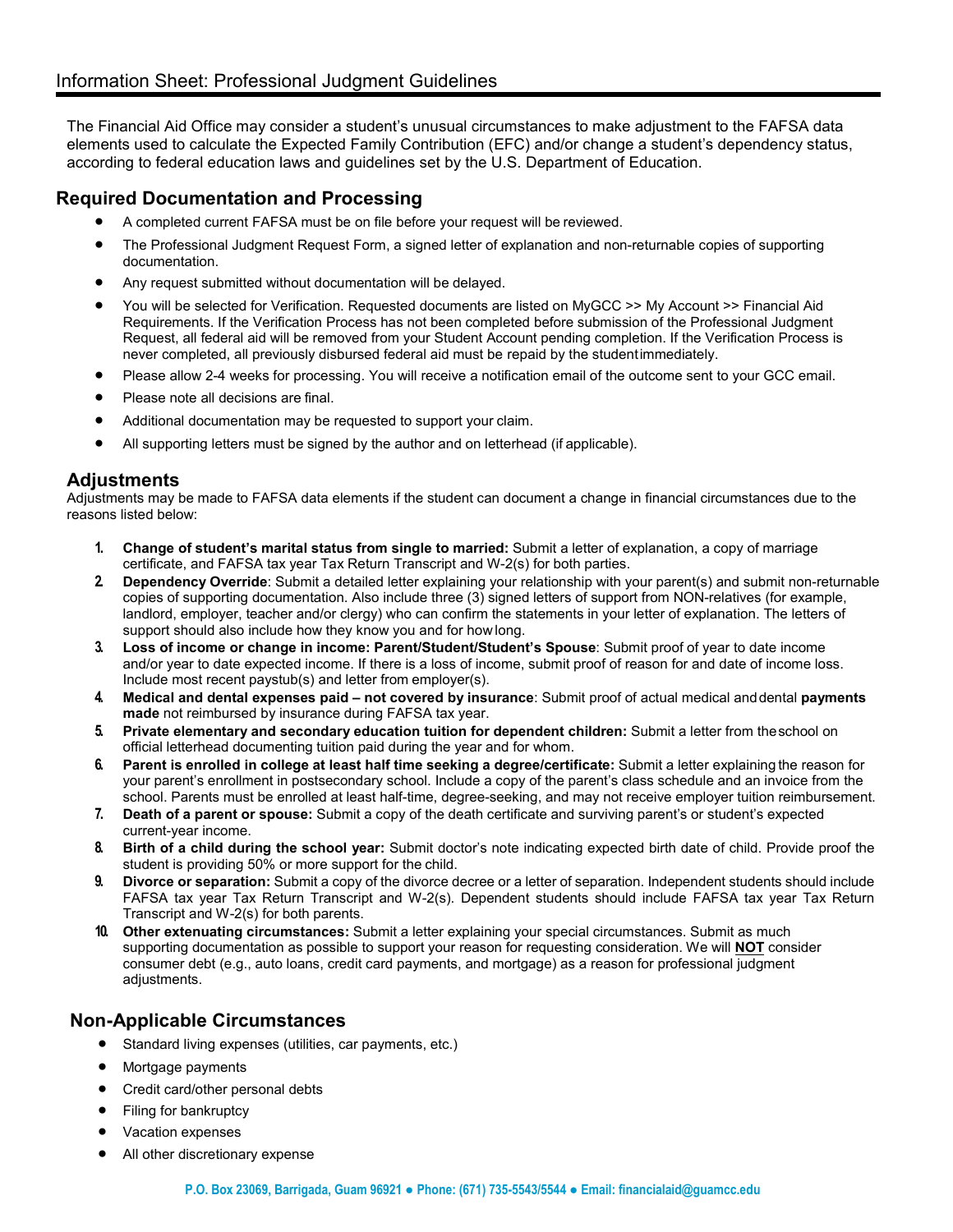# Information Sheet: Professional Judgment Guidelines

The Financial Aid Office may consider a student's unusual circumstances to make adjustment to the FAFSA data elements used to calculate the Expected Family Contribution (EFC) and/or change a student's dependency status, according to federal education laws and guidelines set by the U.S. Department of Education.

## Required Documentation and Processing

- A completed current FAFSA must be on file before your request will be reviewed.
- The Professional Judgment Request Form, a signed letter of explanation and non-returnable copies of supporting documentation.
- Any request submitted without documentation will be delayed.
- You will be selected for Verification. Requested documents are listed on MyGCC >> My Account >> Financial Aid Requirements. If the Verification Process has not been completed before submission of the Professional Judgment Request, all federal aid will be removed from your Student Account pending completion. If the Verification Process is never completed, all previously disbursed federal aid must be repaid by the student immediately.
- Please allow 2-4 weeks for processing. You will receive a notification email of the outcome sent to your GCC email.
- Please note all decisions are final.
- Additional documentation may be requested to support your claim.
- All supporting letters must be signed by the author and on letterhead (if applicable).

## Adjustments

Adjustments may be made to FAFSA data elements if the student can document a change in financial circumstances due to the reasons listed below:

1. **Change of student's marital status from single to married:** Submit a letter of explanation, a copy of marriage certificate, and FAFSA tax year Tax Return Transcript and W-2(s) for both parties.
2. **Dependency Override**: Submit a detailed letter explaining your relationship with your parent(s) and submit non-returnable copies of supporting documentation. Also include three (3) signed letters of support from NON-relatives (for example, landlord, employer, teacher and/or clergy) who can confirm the statements in your letter of explanation. The letters of support should also include how they know you and for how long.
3. **Loss of income or change in income: Parent/Student/Student's Spouse**: Submit proof of year to date income and/or year to date expected income. If there is a loss of income, submit proof of reason for and date of income loss. Include most recent paystub(s) and letter from employer(s).
4. **Medical and dental expenses paid – not covered by insurance**: Submit proof of actual medical and dental **payments made** not reimbursed by insurance during FAFSA tax year.
5. **Private elementary and secondary education tuition for dependent children:** Submit a letter from the school on official letterhead documenting tuition paid during the year and for whom.
6. **Parent is enrolled in college at least half time seeking a degree/certificate:** Submit a letter explaining the reason for your parent's enrollment in postsecondary school. Include a copy of the parent's class schedule and an invoice from the school. Parents must be enrolled at least half-time, degree-seeking, and may not receive employer tuition reimbursement.
7. **Death of a parent or spouse:** Submit a copy of the death certificate and surviving parent's or student's expected current-year income.
8. **Birth of a child during the school year:** Submit doctor's note indicating expected birth date of child. Provide proof the student is providing 50% or more support for the child.
9. **Divorce or separation:** Submit a copy of the divorce decree or a letter of separation. Independent students should include FAFSA tax year Tax Return Transcript and W-2(s). Dependent students should include FAFSA tax year Tax Return Transcript and W-2(s) for both parents.
10. **Other extenuating circumstances:** Submit a letter explaining your special circumstances. Submit as much supporting documentation as possible to support your reason for requesting consideration. We will **NOT** consider consumer debt (e.g., auto loans, credit card payments, and mortgage) as a reason for professional judgment adjustments.

## Non-Applicable Circumstances

- Standard living expenses (utilities, car payments, etc.)
- Mortgage payments
- Credit card/other personal debts
- Filing for bankruptcy
- Vacation expenses
- All other discretionary expense

P.O. Box 23069, Barrigada, Guam 96921 ● Phone: (671) 735-5543/5544 ● Email: financialaid@guamcc.edu